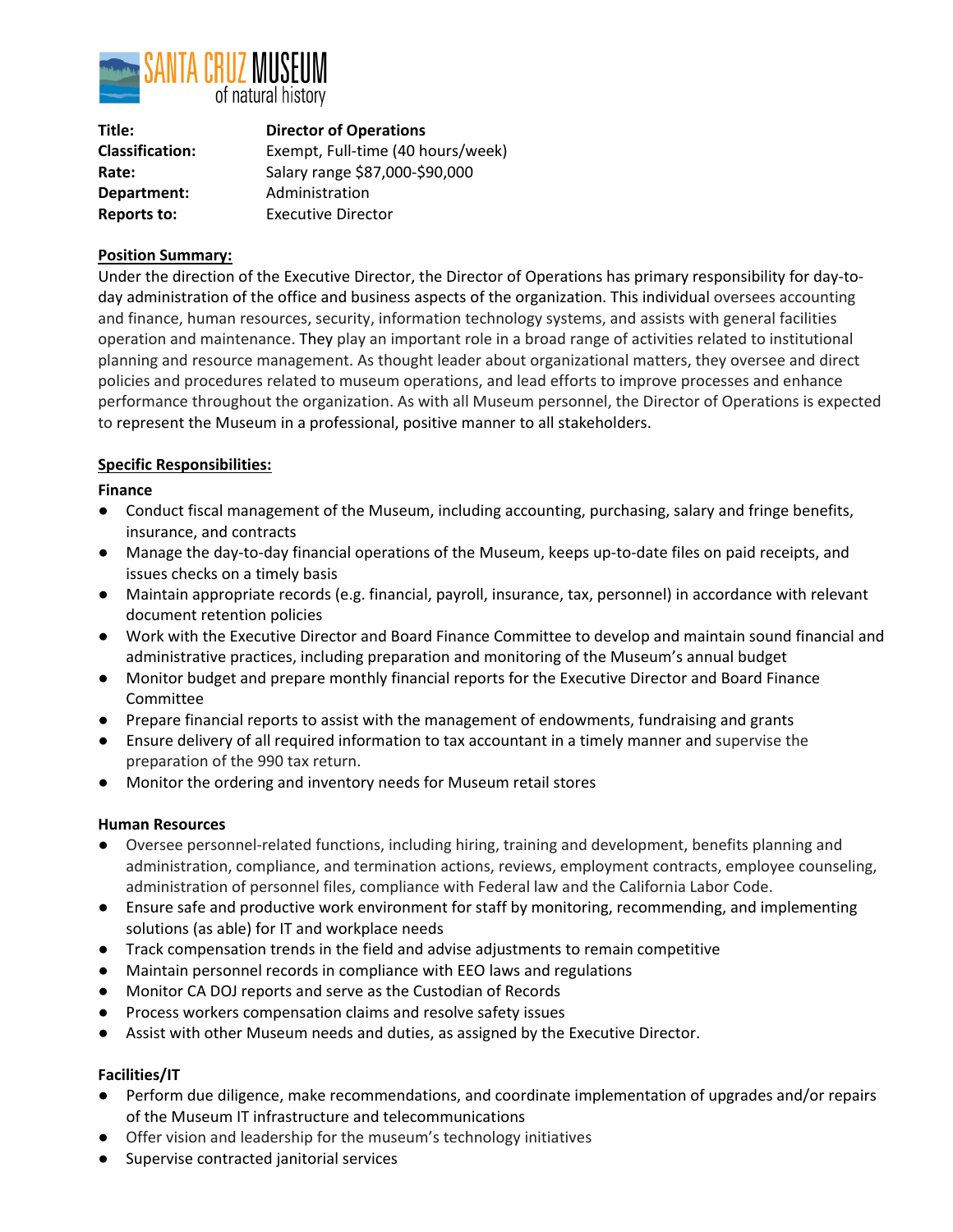SANTA CRUZ MUSEUM of natural history

| | |
|---|---|
| **Title:** | **Director of Operations** |
| **Classification:** | Exempt, Full-time (40 hours/week) |
| **Rate:** | Salary range $87,000-$90,000 |
| **Department:** | Administration |
| **Reports to:** | Executive Director |

**Position Summary:**

Under the direction of the Executive Director, the Director of Operations has primary responsibility for day-to-day administration of the office and business aspects of the organization. This individual oversees accounting and finance, human resources, security, information technology systems, and assists with general facilities operation and maintenance. They play an important role in a broad range of activities related to institutional planning and resource management. As thought leader about organizational matters, they oversee and direct policies and procedures related to museum operations, and lead efforts to improve processes and enhance performance throughout the organization. As with all Museum personnel, the Director of Operations is expected to represent the Museum in a professional, positive manner to all stakeholders.

**Specific Responsibilities:**

**Finance**

- Conduct fiscal management of the Museum, including accounting, purchasing, salary and fringe benefits, insurance, and contracts
- Manage the day-to-day financial operations of the Museum, keeps up-to-date files on paid receipts, and issues checks on a timely basis
- Maintain appropriate records (e.g. financial, payroll, insurance, tax, personnel) in accordance with relevant document retention policies
- Work with the Executive Director and Board Finance Committee to develop and maintain sound financial and administrative practices, including preparation and monitoring of the Museum's annual budget
- Monitor budget and prepare monthly financial reports for the Executive Director and Board Finance Committee
- Prepare financial reports to assist with the management of endowments, fundraising and grants
- Ensure delivery of all required information to tax accountant in a timely manner and supervise the preparation of the 990 tax return.
- Monitor the ordering and inventory needs for Museum retail stores

**Human Resources**

- Oversee personnel-related functions, including hiring, training and development, benefits planning and administration, compliance, and termination actions, reviews, employment contracts, employee counseling, administration of personnel files, compliance with Federal law and the California Labor Code.
- Ensure safe and productive work environment for staff by monitoring, recommending, and implementing solutions (as able) for IT and workplace needs
- Track compensation trends in the field and advise adjustments to remain competitive
- Maintain personnel records in compliance with EEO laws and regulations
- Monitor CA DOJ reports and serve as the Custodian of Records
- Process workers compensation claims and resolve safety issues
- Assist with other Museum needs and duties, as assigned by the Executive Director.

**Facilities/IT**

- Perform due diligence, make recommendations, and coordinate implementation of upgrades and/or repairs of the Museum IT infrastructure and telecommunications
- Offer vision and leadership for the museum's technology initiatives
- Supervise contracted janitorial services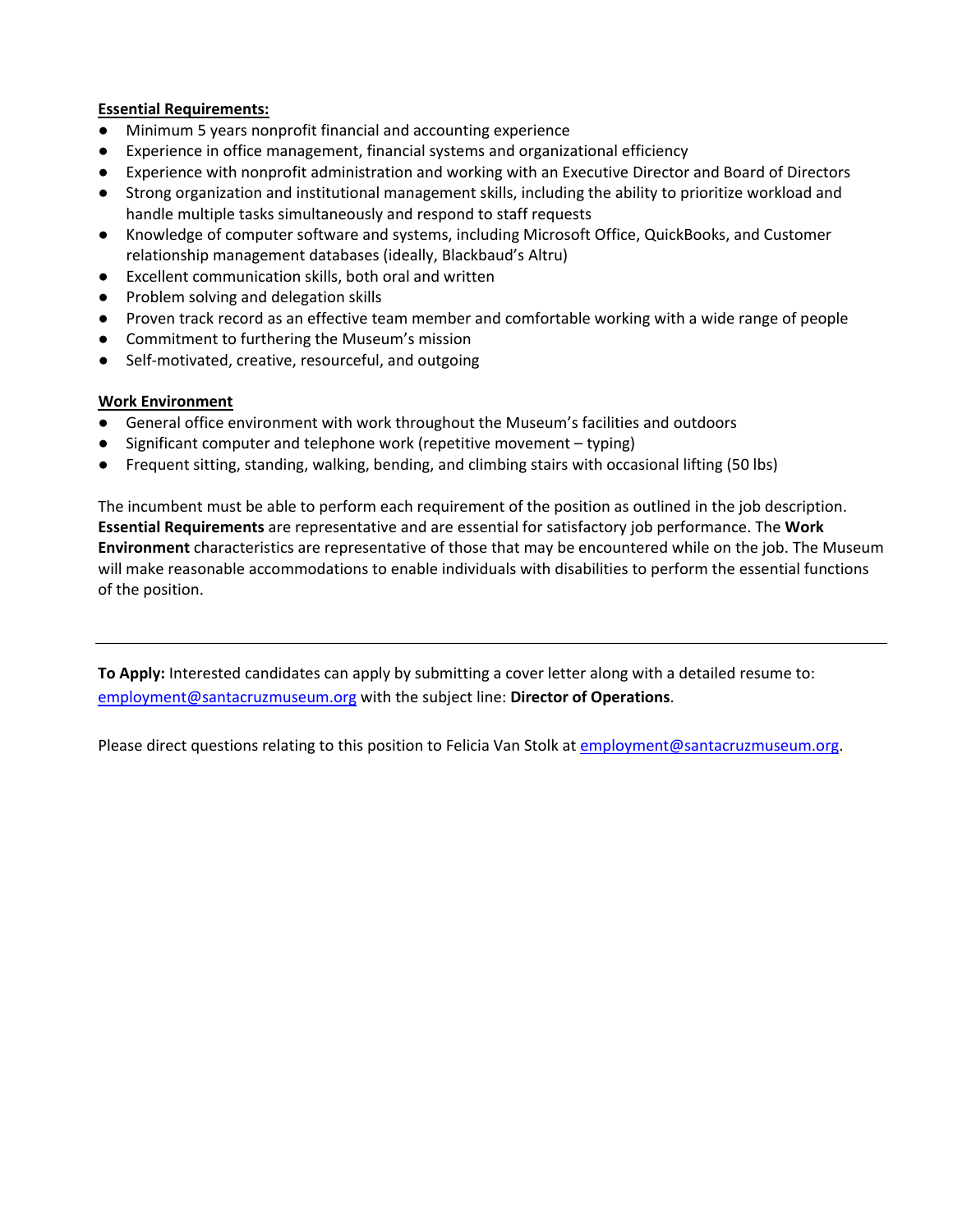**Essential Requirements:**

- Minimum 5 years nonprofit financial and accounting experience
- Experience in office management, financial systems and organizational efficiency
- Experience with nonprofit administration and working with an Executive Director and Board of Directors
- Strong organization and institutional management skills, including the ability to prioritize workload and handle multiple tasks simultaneously and respond to staff requests
- Knowledge of computer software and systems, including Microsoft Office, QuickBooks, and Customer relationship management databases (ideally, Blackbaud's Altru)
- Excellent communication skills, both oral and written
- Problem solving and delegation skills
- Proven track record as an effective team member and comfortable working with a wide range of people
- Commitment to furthering the Museum's mission
- Self-motivated, creative, resourceful, and outgoing

**Work Environment**

- General office environment with work throughout the Museum's facilities and outdoors
- Significant computer and telephone work (repetitive movement – typing)
- Frequent sitting, standing, walking, bending, and climbing stairs with occasional lifting (50 lbs)

The incumbent must be able to perform each requirement of the position as outlined in the job description. **Essential Requirements** are representative and are essential for satisfactory job performance. The **Work Environment** characteristics are representative of those that may be encountered while on the job. The Museum will make reasonable accommodations to enable individuals with disabilities to perform the essential functions of the position.

---

**To Apply:** Interested candidates can apply by submitting a cover letter along with a detailed resume to: employment@santacruzmuseum.org with the subject line: **Director of Operations**.

Please direct questions relating to this position to Felicia Van Stolk at employment@santacruzmuseum.org.